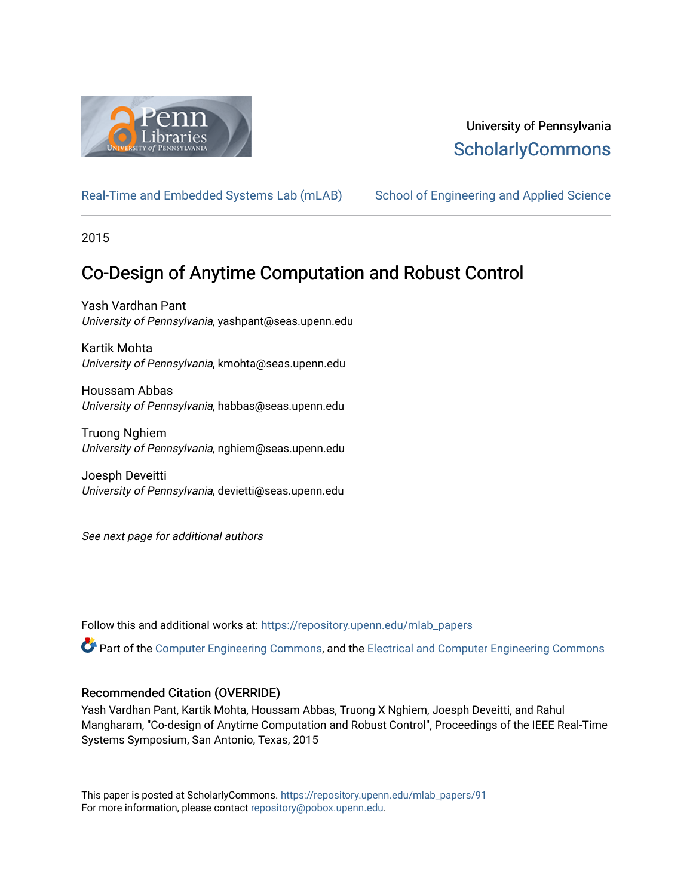University of Pennsylvania
ScholarlyCommons

Real-Time and Embedded Systems Lab (mLAB) School of Engineering and Applied Science

2015

# Co-Design of Anytime Computation and Robust Control

Yash Vardhan Pant
*University of Pennsylvania*, yashpant@seas.upenn.edu

Kartik Mohta
*University of Pennsylvania*, kmohta@seas.upenn.edu

Houssam Abbas
*University of Pennsylvania*, habbas@seas.upenn.edu

Truong Nghiem
*University of Pennsylvania*, nghiem@seas.upenn.edu

Joesph Deveitti
*University of Pennsylvania*, devietti@seas.upenn.edu

*See next page for additional authors*

Follow this and additional works at: https://repository.upenn.edu/mlab_papers

Part of the Computer Engineering Commons, and the Electrical and Computer Engineering Commons

### Recommended Citation (OVERRIDE)

Yash Vardhan Pant, Kartik Mohta, Houssam Abbas, Truong X Nghiem, Joesph Deveitti, and Rahul Mangharam, "Co-design of Anytime Computation and Robust Control", Proceedings of the IEEE Real-Time Systems Symposium, San Antonio, Texas, 2015

This paper is posted at ScholarlyCommons. https://repository.upenn.edu/mlab_papers/91
For more information, please contact repository@pobox.upenn.edu.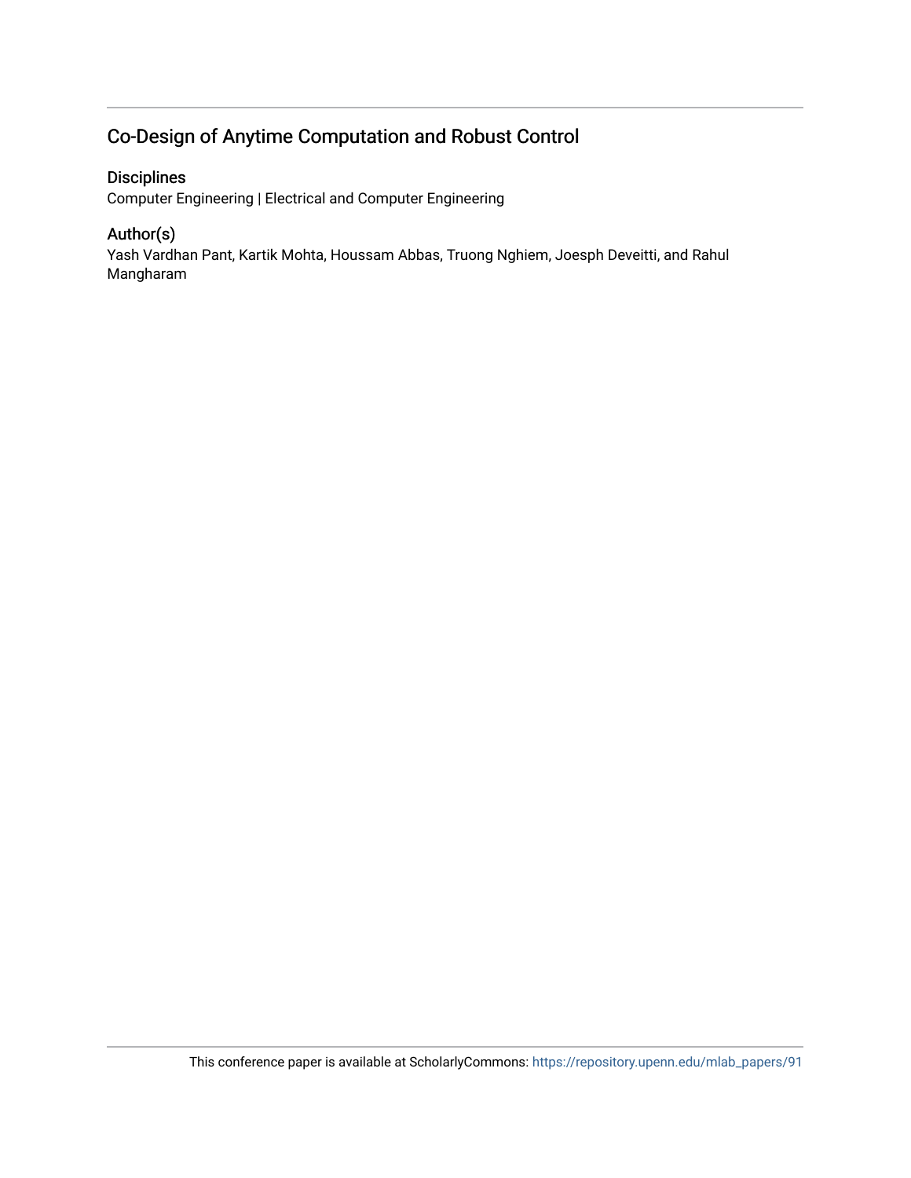## Co-Design of Anytime Computation and Robust Control

### Disciplines

Computer Engineering | Electrical and Computer Engineering

### Author(s)

Yash Vardhan Pant, Kartik Mohta, Houssam Abbas, Truong Nghiem, Joesph Deveitti, and Rahul Mangharam

This conference paper is available at ScholarlyCommons: https://repository.upenn.edu/mlab_papers/91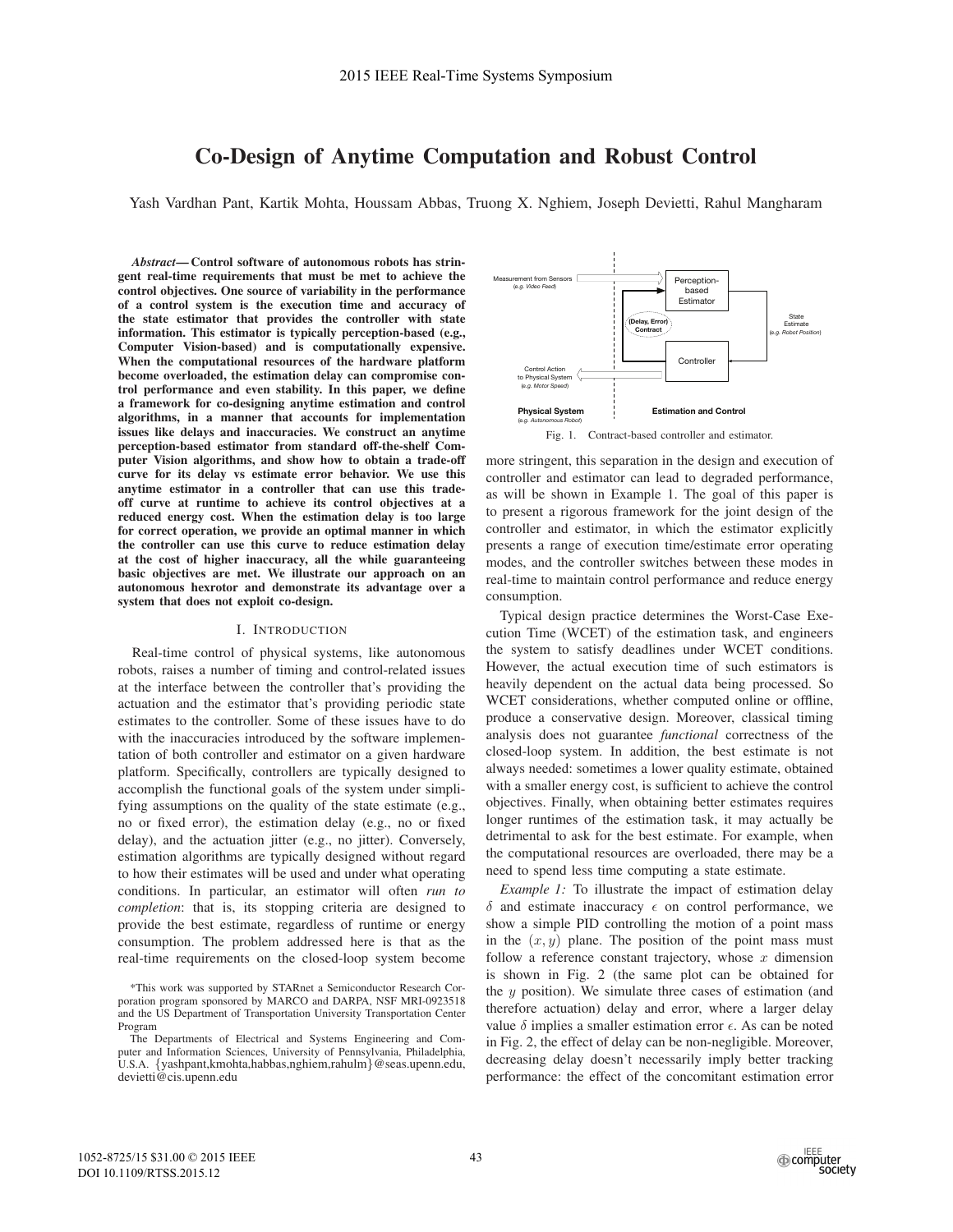# Co-Design of Anytime Computation and Robust Control

Yash Vardhan Pant, Kartik Mohta, Houssam Abbas, Truong X. Nghiem, Joseph Devietti, Rahul Mangharam

***Abstract*— Control software of autonomous robots has stringent real-time requirements that must be met to achieve the control objectives. One source of variability in the performance of a control system is the execution time and accuracy of the state estimator that provides the controller with state information. This estimator is typically perception-based (e.g., Computer Vision-based) and is computationally expensive. When the computational resources of the hardware platform become overloaded, the estimation delay can compromise control performance and even stability. In this paper, we define a framework for co-designing anytime estimation and control algorithms, in a manner that accounts for implementation issues like delays and inaccuracies. We construct an anytime perception-based estimator from standard off-the-shelf Computer Vision algorithms, and show how to obtain a trade-off curve for its delay vs estimate error behavior. We use this anytime estimator in a controller that can use this trade-off curve at runtime to achieve its control objectives at a reduced energy cost. When the estimation delay is too large for correct operation, we provide an optimal manner in which the controller can use this curve to reduce estimation delay at the cost of higher inaccuracy, all the while guaranteeing basic objectives are met. We illustrate our approach on an autonomous hexrotor and demonstrate its advantage over a system that does not exploit co-design.**

## I. Introduction

Real-time control of physical systems, like autonomous robots, raises a number of timing and control-related issues at the interface between the controller that's providing the actuation and the estimator that's providing periodic state estimates to the controller. Some of these issues have to do with the inaccuracies introduced by the software implementation of both controller and estimator on a given hardware platform. Specifically, controllers are typically designed to accomplish the functional goals of the system under simplifying assumptions on the quality of the state estimate (e.g., no or fixed error), the estimation delay (e.g., no or fixed delay), and the actuation jitter (e.g., no jitter). Conversely, estimation algorithms are typically designed without regard to how their estimates will be used and under what operating conditions. In particular, an estimator will often *run to completion*: that is, its stopping criteria are designed to provide the best estimate, regardless of runtime or energy consumption. The problem addressed here is that as the real-time requirements on the closed-loop system become more stringent, this separation in the design and execution of controller and estimator can lead to degraded performance, as will be shown in Example 1. The goal of this paper is to present a rigorous framework for the joint design of the controller and estimator, in which the estimator explicitly presents a range of execution time/estimate error operating modes, and the controller switches between these modes in real-time to maintain control performance and reduce energy consumption.

Measurement from Sensors
(e.g. Video Feed)
Perception-based Estimator
(Delay, Error) Contract
State Estimate
(e.g. Robot Position)
Controller
Control Action to Physical System
(e.g. Motor Speed)
Physical System
(e.g. Autonomous Robot)
Estimation and Control

Fig. 1. Contract-based controller and estimator.

Typical design practice determines the Worst-Case Execution Time (WCET) of the estimation task, and engineers the system to satisfy deadlines under WCET conditions. However, the actual execution time of such estimators is heavily dependent on the actual data being processed. So WCET considerations, whether computed online or offline, produce a conservative design. Moreover, classical timing analysis does not guarantee *functional* correctness of the closed-loop system. In addition, the best estimate is not always needed: sometimes a lower quality estimate, obtained with a smaller energy cost, is sufficient to achieve the control objectives. Finally, when obtaining better estimates requires longer runtimes of the estimation task, it may actually be detrimental to ask for the best estimate. For example, when the computational resources are overloaded, there may be a need to spend less time computing a state estimate.

*Example 1:* To illustrate the impact of estimation delay $\delta$ and estimate inaccuracy $\epsilon$ on control performance, we show a simple PID controlling the motion of a point mass in the $(x, y)$ plane. The position of the point mass must follow a reference constant trajectory, whose $x$ dimension is shown in Fig. 2 (the same plot can be obtained for the $y$ position). We simulate three cases of estimation (and therefore actuation) delay and error, where a larger delay value $\delta$ implies a smaller estimation error $\epsilon$. As can be noted in Fig. 2, the effect of delay can be non-negligible. Moreover, decreasing delay doesn't necessarily imply better tracking performance: the effect of the concomitant estimation error

*This work was supported by STARnet a Semiconductor Research Corporation program sponsored by MARCO and DARPA, NSF MRI-0923518 and the US Department of Transportation University Transportation Center Program

The Departments of Electrical and Systems Engineering and Computer and Information Sciences, University of Pennsylvania, Philadelphia, U.S.A. {yashpant,kmohta,habbas,nghiem,rahulm}@seas.upenn.edu, devietti@cis.upenn.edu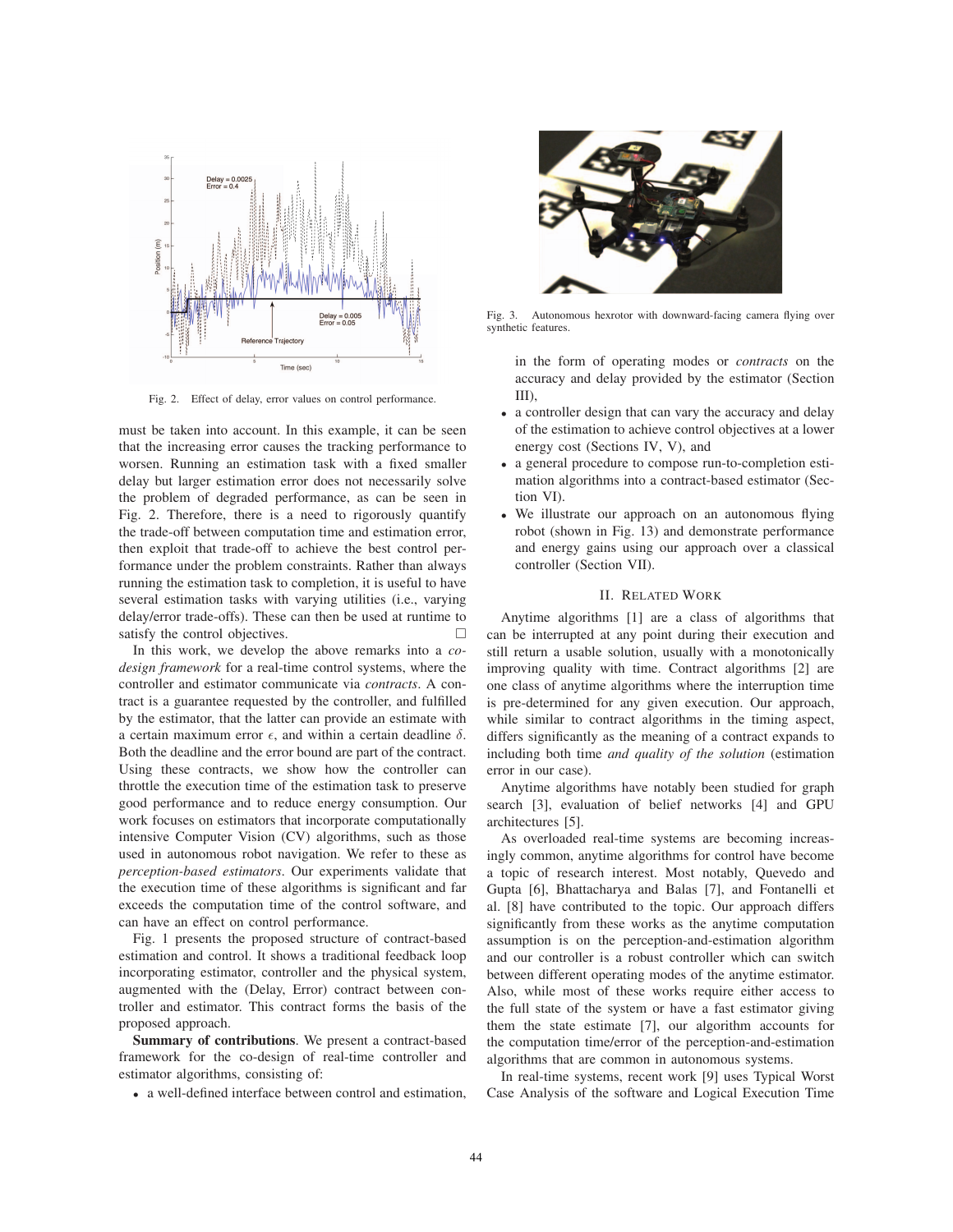Delay = 0.0025
Error = 0.4

Delay = 0.005
Error = 0.05

Reference Trajectory

Position (m)

Time (sec)

Fig. 2. Effect of delay, error values on control performance.

must be taken into account. In this example, it can be seen that the increasing error causes the tracking performance to worsen. Running an estimation task with a fixed smaller delay but larger estimation error does not necessarily solve the problem of degraded performance, as can be seen in Fig. 2. Therefore, there is a need to rigorously quantify the trade-off between computation time and estimation error, then exploit that trade-off to achieve the best control performance under the problem constraints. Rather than always running the estimation task to completion, it is useful to have several estimation tasks with varying utilities (i.e., varying delay/error trade-offs). These can then be used at runtime to satisfy the control objectives. □

In this work, we develop the above remarks into a *co-design framework* for a real-time control systems, where the controller and estimator communicate via *contracts*. A contract is a guarantee requested by the controller, and fulfilled by the estimator, that the latter can provide an estimate with a certain maximum error $\epsilon$, and within a certain deadline $\delta$. Both the deadline and the error bound are part of the contract. Using these contracts, we show how the controller can throttle the execution time of the estimation task to preserve good performance and to reduce energy consumption. Our work focuses on estimators that incorporate computationally intensive Computer Vision (CV) algorithms, such as those used in autonomous robot navigation. We refer to these as *perception-based estimators*. Our experiments validate that the execution time of these algorithms is significant and far exceeds the computation time of the control software, and can have an effect on control performance.

Fig. 1 presents the proposed structure of contract-based estimation and control. It shows a traditional feedback loop incorporating estimator, controller and the physical system, augmented with the (Delay, Error) contract between controller and estimator. This contract forms the basis of the proposed approach.

**Summary of contributions**. We present a contract-based framework for the co-design of real-time controller and estimator algorithms, consisting of:

- a well-defined interface between control and estimation, in the form of operating modes or *contracts* on the accuracy and delay provided by the estimator (Section III),
- a controller design that can vary the accuracy and delay of the estimation to achieve control objectives at a lower energy cost (Sections IV, V), and
- a general procedure to compose run-to-completion estimation algorithms into a contract-based estimator (Section VI).
- We illustrate our approach on an autonomous flying robot (shown in Fig. 13) and demonstrate performance and energy gains using our approach over a classical controller (Section VII).

Fig. 3. Autonomous hexrotor with downward-facing camera flying over synthetic features.

## II. Related Work

Anytime algorithms [1] are a class of algorithms that can be interrupted at any point during their execution and still return a usable solution, usually with a monotonically improving quality with time. Contract algorithms [2] are one class of anytime algorithms where the interruption time is pre-determined for any given execution. Our approach, while similar to contract algorithms in the timing aspect, differs significantly as the meaning of a contract expands to including both time *and quality of the solution* (estimation error in our case).

Anytime algorithms have notably been studied for graph search [3], evaluation of belief networks [4] and GPU architectures [5].

As overloaded real-time systems are becoming increasingly common, anytime algorithms for control have become a topic of research interest. Most notably, Quevedo and Gupta [6], Bhattacharya and Balas [7], and Fontanelli et al. [8] have contributed to the topic. Our approach differs significantly from these works as the anytime computation assumption is on the perception-and-estimation algorithm and our controller is a robust controller which can switch between different operating modes of the anytime estimator. Also, while most of these works require either access to the full state of the system or have a fast estimator giving them the state estimate [7], our algorithm accounts for the computation time/error of the perception-and-estimation algorithms that are common in autonomous systems.

In real-time systems, recent work [9] uses Typical Worst Case Analysis of the software and Logical Execution Time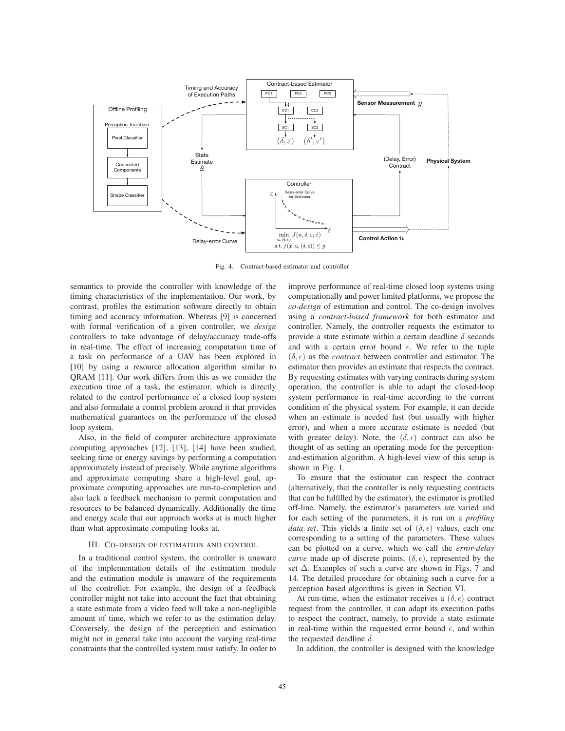Fig. 4. Contract-based estimator and controller

semantics to provide the controller with knowledge of the timing characteristics of the implementation. Our work, by contrast, profiles the estimation software directly to obtain timing and accuracy information. Whereas [9] is concerned with formal verification of a given controller, we *design* controllers to take advantage of delay/accuracy trade-offs in real-time. The effect of increasing computation time of a task on performance of a UAV has been explored in [10] by using a resource allocation algorithm similar to QRAM [11]. Our work differs from this as we consider the execution time of a task, the estimator, which is directly related to the control performance of a closed loop system and also formulate a control problem around it that provides mathematical guarantees on the performance of the closed loop system.

Also, in the field of computer architecture approximate computing approaches [12], [13], [14] have been studied, seeking time or energy savings by performing a computation approximately instead of precisely. While anytime algorithms and approximate computing share a high-level goal, approximate computing approaches are run-to-completion and also lack a feedback mechanism to permit computation and resources to be balanced dynamically. Additionally the time and energy scale that our approach works at is much higher than what approximate computing looks at.

## III. Co-design of estimation and control

In a traditional control system, the controller is unaware of the implementation details of the estimation module and the estimation module is unaware of the requirements of the controller. For example, the design of a feedback controller might not take into account the fact that obtaining a state estimate from a video feed will take a non-negligible amount of time, which we refer to as the estimation delay. Conversely, the design of the perception and estimation might not in general take into account the varying real-time constraints that the controlled system must satisfy. In order to improve performance of real-time closed loop systems using computationally and power limited platforms, we propose the *co-design* of estimation and control. The co-design involves using a *contract-based framework* for both estimator and controller. Namely, the controller requests the estimator to provide a state estimate within a certain deadline $\delta$ seconds and with a certain error bound $\epsilon$. We refer to the tuple $(\delta, \epsilon)$ as the *contract* between controller and estimator. The estimator then provides an estimate that respects the contract. By requesting estimates with varying contracts during system operation, the controller is able to adapt the closed-loop system performance in real-time according to the current condition of the physical system. For example, it can decide when an estimate is needed fast (but usually with higher error), and when a more accurate estimate is needed (but with greater delay). Note, the $(\delta, \epsilon)$ contract can also be thought of as setting an operating mode for the perception-and-estimation algorithm. A high-level view of this setup is shown in Fig. 1.

To ensure that the estimator can respect the contract (alternatively, that the controller is only requesting contracts that can be fulfilled by the estimator), the estimator is profiled off-line. Namely, the estimator's parameters are varied and for each setting of the parameters, it is run on a *profiling data set*. This yields a finite set of $(\delta, \epsilon)$ values, each one corresponding to a setting of the parameters. These values can be plotted on a curve, which we call the *error-delay curve* made up of discrete points, $(\delta, \epsilon)$, represented by the set $\Delta$. Examples of such a curve are shown in Figs. 7 and 14. The detailed procedure for obtaining such a curve for a perception based algorithms is given in Section VI.

At run-time, when the estimator receives a $(\delta, \epsilon)$ contract request from the controller, it can adapt its execution paths to respect the contract, namely, to provide a state estimate in real-time within the requested error bound $\epsilon$, and within the requested deadline $\delta$.

In addition, the controller is designed with the knowledge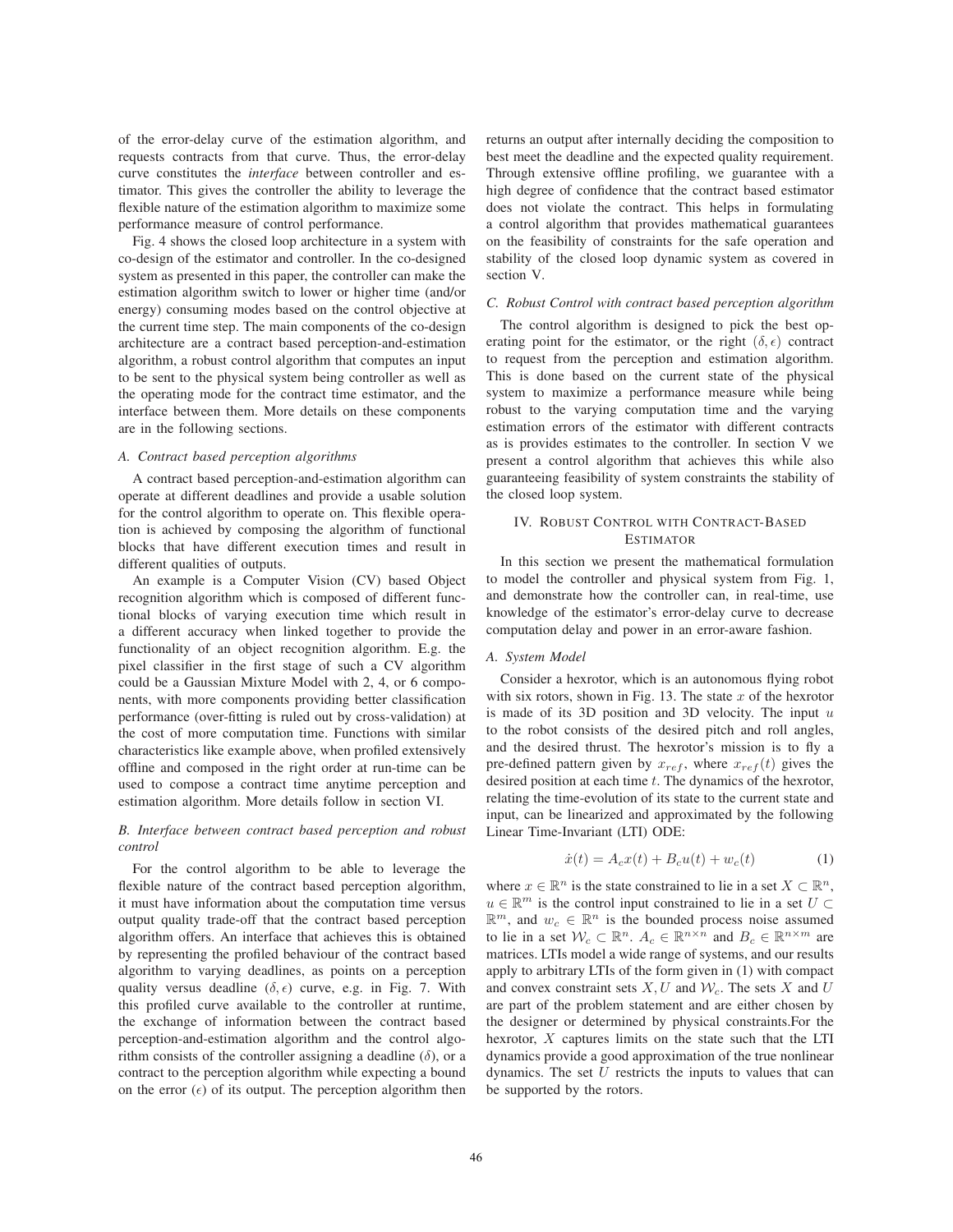of the error-delay curve of the estimation algorithm, and requests contracts from that curve. Thus, the error-delay curve constitutes the *interface* between controller and estimator. This gives the controller the ability to leverage the flexible nature of the estimation algorithm to maximize some performance measure of control performance.

Fig. 4 shows the closed loop architecture in a system with co-design of the estimator and controller. In the co-designed system as presented in this paper, the controller can make the estimation algorithm switch to lower or higher time (and/or energy) consuming modes based on the control objective at the current time step. The main components of the co-design architecture are a contract based perception-and-estimation algorithm, a robust control algorithm that computes an input to be sent to the physical system being controller as well as the operating mode for the contract time estimator, and the interface between them. More details on these components are in the following sections.

### *A. Contract based perception algorithms*

A contract based perception-and-estimation algorithm can operate at different deadlines and provide a usable solution for the control algorithm to operate on. This flexible operation is achieved by composing the algorithm of functional blocks that have different execution times and result in different qualities of outputs.

An example is a Computer Vision (CV) based Object recognition algorithm which is composed of different functional blocks of varying execution time which result in a different accuracy when linked together to provide the functionality of an object recognition algorithm. E.g. the pixel classifier in the first stage of such a CV algorithm could be a Gaussian Mixture Model with 2, 4, or 6 components, with more components providing better classification performance (over-fitting is ruled out by cross-validation) at the cost of more computation time. Functions with similar characteristics like example above, when profiled extensively offline and composed in the right order at run-time can be used to compose a contract time anytime perception and estimation algorithm. More details follow in section VI.

### *B. Interface between contract based perception and robust control*

For the control algorithm to be able to leverage the flexible nature of the contract based perception algorithm, it must have information about the computation time versus output quality trade-off that the contract based perception algorithm offers. An interface that achieves this is obtained by representing the profiled behaviour of the contract based algorithm to varying deadlines, as points on a perception quality versus deadline $(\delta, \epsilon)$ curve, e.g. in Fig. 7. With this profiled curve available to the controller at runtime, the exchange of information between the contract based perception-and-estimation algorithm and the control algorithm consists of the controller assigning a deadline $(\delta)$, or a contract to the perception algorithm while expecting a bound on the error $(\epsilon)$ of its output. The perception algorithm then returns an output after internally deciding the composition to best meet the deadline and the expected quality requirement. Through extensive offline profiling, we guarantee with a high degree of confidence that the contract based estimator does not violate the contract. This helps in formulating a control algorithm that provides mathematical guarantees on the feasibility of constraints for the safe operation and stability of the closed loop dynamic system as covered in section V.

### *C. Robust Control with contract based perception algorithm*

The control algorithm is designed to pick the best operating point for the estimator, or the right $(\delta, \epsilon)$ contract to request from the perception and estimation algorithm. This is done based on the current state of the physical system to maximize a performance measure while being robust to the varying computation time and the varying estimation errors of the estimator with different contracts as is provides estimates to the controller. In section V we present a control algorithm that achieves this while also guaranteeing feasibility of system constraints the stability of the closed loop system.

## IV. Robust Control with Contract-Based Estimator

In this section we present the mathematical formulation to model the controller and physical system from Fig. 1, and demonstrate how the controller can, in real-time, use knowledge of the estimator's error-delay curve to decrease computation delay and power in an error-aware fashion.

### *A. System Model*

Consider a hexrotor, which is an autonomous flying robot with six rotors, shown in Fig. 13. The state $x$ of the hexrotor is made of its 3D position and 3D velocity. The input $u$ to the robot consists of the desired pitch and roll angles, and the desired thrust. The hexrotor's mission is to fly a pre-defined pattern given by $x_{ref}$, where $x_{ref}(t)$ gives the desired position at each time $t$. The dynamics of the hexrotor, relating the time-evolution of its state to the current state and input, can be linearized and approximated by the following Linear Time-Invariant (LTI) ODE:

$$\dot{x}(t) = A_c x(t) + B_c u(t) + w_c(t) \tag{1}$$

where $x \in \mathbb{R}^n$ is the state constrained to lie in a set $X \subset \mathbb{R}^n$, $u \in \mathbb{R}^m$ is the control input constrained to lie in a set $U \subset \mathbb{R}^m$, and $w_c \in \mathbb{R}^n$ is the bounded process noise assumed to lie in a set $\mathcal{W}_c \subset \mathbb{R}^n$. $A_c \in \mathbb{R}^{n \times n}$ and $B_c \in \mathbb{R}^{n \times m}$ are matrices. LTIs model a wide range of systems, and our results apply to arbitrary LTIs of the form given in (1) with compact and convex constraint sets $X, U$ and $\mathcal{W}_c$. The sets $X$ and $U$ are part of the problem statement and are either chosen by the designer or determined by physical constraints.For the hexrotor, $X$ captures limits on the state such that the LTI dynamics provide a good approximation of the true nonlinear dynamics. The set $U$ restricts the inputs to values that can be supported by the rotors.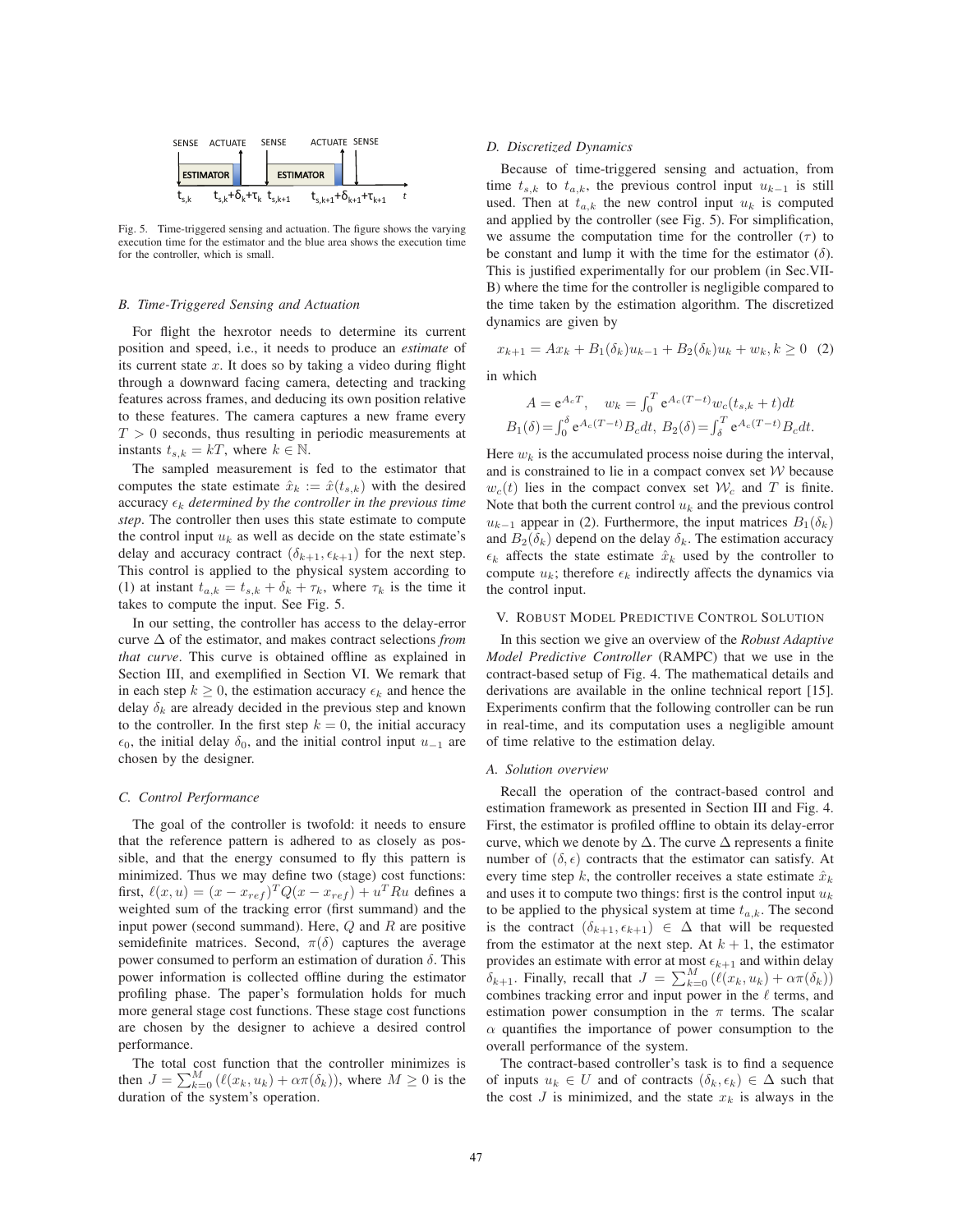Fig. 5. Time-triggered sensing and actuation. The figure shows the varying execution time for the estimator and the blue area shows the execution time for the controller, which is small.

### B. Time-Triggered Sensing and Actuation

For flight the hexrotor needs to determine its current position and speed, i.e., it needs to produce an *estimate* of its current state $x$. It does so by taking a video during flight through a downward facing camera, detecting and tracking features across frames, and deducing its own position relative to these features. The camera captures a new frame every $T > 0$ seconds, thus resulting in periodic measurements at instants $t_{s,k} = kT$, where $k \in \mathbb{N}$.

The sampled measurement is fed to the estimator that computes the state estimate $\hat{x}_k := \hat{x}(t_{s,k})$ with the desired accuracy $\epsilon_k$ *determined by the controller in the previous time step*. The controller then uses this state estimate to compute the control input $u_k$ as well as decide on the state estimate's delay and accuracy contract $(\delta_{k+1}, \epsilon_{k+1})$ for the next step. This control is applied to the physical system according to (1) at instant $t_{a,k} = t_{s,k} + \delta_k + \tau_k$, where $\tau_k$ is the time it takes to compute the input. See Fig. 5.

In our setting, the controller has access to the delay-error curve $\Delta$ of the estimator, and makes contract selections *from that curve*. This curve is obtained offline as explained in Section III, and exemplified in Section VI. We remark that in each step $k \geq 0$, the estimation accuracy $\epsilon_k$ and hence the delay $\delta_k$ are already decided in the previous step and known to the controller. In the first step $k = 0$, the initial accuracy $\epsilon_0$, the initial delay $\delta_0$, and the initial control input $u_{-1}$ are chosen by the designer.

### C. Control Performance

The goal of the controller is twofold: it needs to ensure that the reference pattern is adhered to as closely as possible, and that the energy consumed to fly this pattern is minimized. Thus we may define two (stage) cost functions: first, $\ell(x, u) = (x - x_{ref})^T Q(x - x_{ref}) + u^T Ru$ defines a weighted sum of the tracking error (first summand) and the input power (second summand). Here, $Q$ and $R$ are positive semidefinite matrices. Second, $\pi(\delta)$ captures the average power consumed to perform an estimation of duration $\delta$. This power information is collected offline during the estimator profiling phase. The paper's formulation holds for much more general stage cost functions. These stage cost functions are chosen by the designer to achieve a desired control performance.

The total cost function that the controller minimizes is then $J = \sum_{k=0}^{M} (\ell(x_k, u_k) + \alpha\pi(\delta_k))$, where $M \geq 0$ is the duration of the system's operation.

### D. Discretized Dynamics

Because of time-triggered sensing and actuation, from time $t_{s,k}$ to $t_{a,k}$, the previous control input $u_{k-1}$ is still used. Then at $t_{a,k}$ the new control input $u_k$ is computed and applied by the controller (see Fig. 5). For simplification, we assume the computation time for the controller ($\tau$) to be constant and lump it with the time for the estimator ($\delta$). This is justified experimentally for our problem (in Sec.VII-B) where the time for the controller is negligible compared to the time taken by the estimation algorithm. The discretized dynamics are given by

$$x_{k+1} = Ax_k + B_1(\delta_k)u_{k-1} + B_2(\delta_k)u_k + w_k, k \geq 0 \quad (2)$$

in which

$$A = e^{A_c T}, \quad w_k = \int_0^T e^{A_c(T-t)} w_c(t_{s,k} + t) dt$$
$$B_1(\delta) = \int_0^\delta e^{A_c(T-t)} B_c dt, \; B_2(\delta) = \int_\delta^T e^{A_c(T-t)} B_c dt.$$

Here $w_k$ is the accumulated process noise during the interval, and is constrained to lie in a compact convex set $\mathcal{W}$ because $w_c(t)$ lies in the compact convex set $\mathcal{W}_c$ and $T$ is finite. Note that both the current control $u_k$ and the previous control $u_{k-1}$ appear in (2). Furthermore, the input matrices $B_1(\delta_k)$ and $B_2(\delta_k)$ depend on the delay $\delta_k$. The estimation accuracy $\epsilon_k$ affects the state estimate $\hat{x}_k$ used by the controller to compute $u_k$; therefore $\epsilon_k$ indirectly affects the dynamics via the control input.

## V. Robust Model Predictive Control Solution

In this section we give an overview of the *Robust Adaptive Model Predictive Controller* (RAMPC) that we use in the contract-based setup of Fig. 4. The mathematical details and derivations are available in the online technical report [15]. Experiments confirm that the following controller can be run in real-time, and its computation uses a negligible amount of time relative to the estimation delay.

### A. Solution overview

Recall the operation of the contract-based control and estimation framework as presented in Section III and Fig. 4. First, the estimator is profiled offline to obtain its delay-error curve, which we denote by $\Delta$. The curve $\Delta$ represents a finite number of $(\delta, \epsilon)$ contracts that the estimator can satisfy. At every time step $k$, the controller receives a state estimate $\hat{x}_k$ and uses it to compute two things: first is the control input $u_k$ to be applied to the physical system at time $t_{a,k}$. The second is the contract $(\delta_{k+1}, \epsilon_{k+1}) \in \Delta$ that will be requested from the estimator at the next step. At $k + 1$, the estimator provides an estimate with error at most $\epsilon_{k+1}$ and within delay $\delta_{k+1}$. Finally, recall that $J = \sum_{k=0}^{M} (\ell(x_k, u_k) + \alpha\pi(\delta_k))$ combines tracking error and input power in the $\ell$ terms, and estimation power consumption in the $\pi$ terms. The scalar $\alpha$ quantifies the importance of power consumption to the overall performance of the system.

The contract-based controller's task is to find a sequence of inputs $u_k \in U$ and of contracts $(\delta_k, \epsilon_k) \in \Delta$ such that the cost $J$ is minimized, and the state $x_k$ is always in the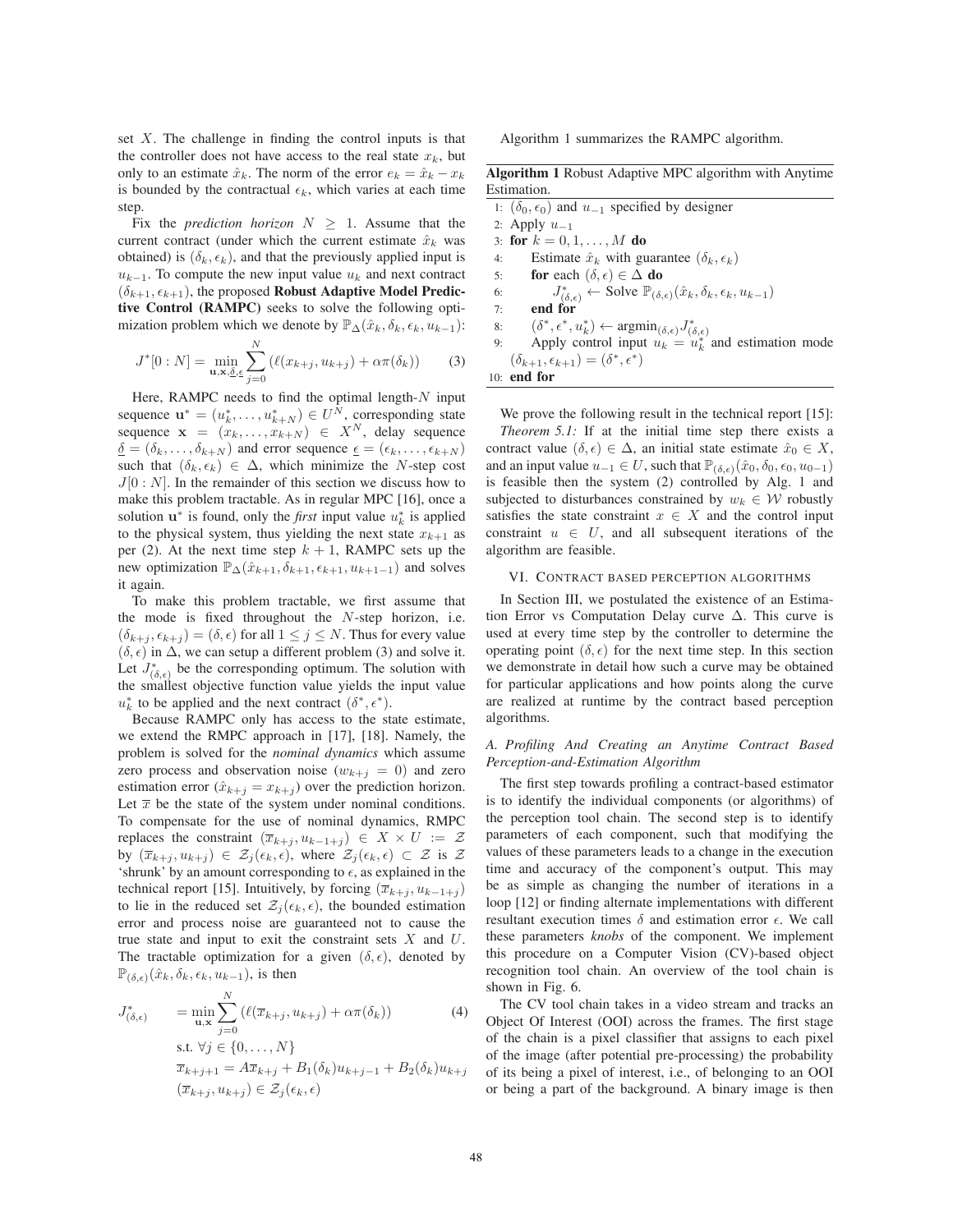set $X$. The challenge in finding the control inputs is that the controller does not have access to the real state $x_k$, but only to an estimate $\hat{x}_k$. The norm of the error $e_k = \hat{x}_k - x_k$ is bounded by the contractual $\epsilon_k$, which varies at each time step.

Fix the *prediction horizon* $N \geq 1$. Assume that the current contract (under which the current estimate $\hat{x}_k$ was obtained) is $(\delta_k, \epsilon_k)$, and that the previously applied input is $u_{k-1}$. To compute the new input value $u_k$ and next contract $(\delta_{k+1}, \epsilon_{k+1})$, the proposed **Robust Adaptive Model Predictive Control (RAMPC)** seeks to solve the following optimization problem which we denote by $\mathbb{P}_\Delta(\hat{x}_k, \delta_k, \epsilon_k, u_{k-1})$:

$$J^*[0:N] = \min_{\mathbf{u}, \mathbf{x}, \underline{\delta}, \underline{\epsilon}} \sum_{j=0}^{N} \left(\ell(x_{k+j}, u_{k+j}) + \alpha \pi(\delta_k)\right) \tag{3}$$

Here, RAMPC needs to find the optimal length-$N$ input sequence $\mathbf{u}^* = (u_k^*, \ldots, u_{k+N}^*) \in U^N$, corresponding state sequence $\mathbf{x} = (x_k, \ldots, x_{k+N}) \in X^N$, delay sequence $\underline{\delta} = (\delta_k, \ldots, \delta_{k+N})$ and error sequence $\underline{\epsilon} = (\epsilon_k, \ldots, \epsilon_{k+N})$ such that $(\delta_k, \epsilon_k) \in \Delta$, which minimize the $N$-step cost $J[0:N]$. In the remainder of this section we discuss how to make this problem tractable. As in regular MPC [16], once a solution $\mathbf{u}^*$ is found, only the *first* input value $u_k^*$ is applied to the physical system, thus yielding the next state $x_{k+1}$ as per (2). At the next time step $k+1$, RAMPC sets up the new optimization $\mathbb{P}_\Delta(\hat{x}_{k+1}, \delta_{k+1}, \epsilon_{k+1}, u_{k+1-1})$ and solves it again.

To make this problem tractable, we first assume that the mode is fixed throughout the $N$-step horizon, i.e. $(\delta_{k+j}, \epsilon_{k+j}) = (\delta, \epsilon)$ for all $1 \leq j \leq N$. Thus for every value $(\delta, \epsilon)$ in $\Delta$, we can setup a different problem (3) and solve it. Let $J^*_{(\delta,\epsilon)}$ be the corresponding optimum. The solution with the smallest objective function value yields the input value $u_k^*$ to be applied and the next contract $(\delta^*, \epsilon^*)$.

Because RAMPC only has access to the state estimate, we extend the RMPC approach in [17], [18]. Namely, the problem is solved for the *nominal dynamics* which assume zero process and observation noise ($w_{k+j} = 0$) and zero estimation error ($\hat{x}_{k+j} = x_{k+j}$) over the prediction horizon. Let $\overline{x}$ be the state of the system under nominal conditions. To compensate for the use of nominal dynamics, RMPC replaces the constraint $(\overline{x}_{k+j}, u_{k-1+j}) \in X \times U := \mathcal{Z}$ by $(\overline{x}_{k+j}, u_{k+j}) \in \mathcal{Z}_j(\epsilon_k, \epsilon)$, where $\mathcal{Z}_j(\epsilon_k, \epsilon) \subset \mathcal{Z}$ is $\mathcal{Z}$ 'shrunk' by an amount corresponding to $\epsilon$, as explained in the technical report [15]. Intuitively, by forcing $(\overline{x}_{k+j}, u_{k-1+j})$ to lie in the reduced set $\mathcal{Z}_j(\epsilon_k, \epsilon)$, the bounded estimation error and process noise are guaranteed not to cause the true state and input to exit the constraint sets $X$ and $U$. The tractable optimization for a given $(\delta, \epsilon)$, denoted by $\mathbb{P}_{(\delta,\epsilon)}(\hat{x}_k, \delta_k, \epsilon_k, u_{k-1})$, is then

$$\begin{aligned}
J^*_{(\delta,\epsilon)} \quad &= \min_{\mathbf{u}, \mathbf{x}} \sum_{j=0}^{N} \left(\ell(\overline{x}_{k+j}, u_{k+j}) + \alpha \pi(\delta_k)\right) \qquad (4) \\
&\text{s.t. } \forall j \in \{0, \ldots, N\} \\
&\overline{x}_{k+j+1} = A\overline{x}_{k+j} + B_1(\delta_k) u_{k+j-1} + B_2(\delta_k) u_{k+j} \\
&(\overline{x}_{k+j}, u_{k+j}) \in \mathcal{Z}_j(\epsilon_k, \epsilon)
\end{aligned}$$

Algorithm 1 summarizes the RAMPC algorithm.

**Algorithm 1** Robust Adaptive MPC algorithm with Anytime Estimation.

1: $(\delta_0, \epsilon_0)$ and $u_{-1}$ specified by designer
2: Apply $u_{-1}$
3: **for** $k = 0, 1, \ldots, M$ **do**
4: &nbsp;&nbsp;&nbsp;&nbsp;Estimate $\hat{x}_k$ with guarantee $(\delta_k, \epsilon_k)$
5: &nbsp;&nbsp;&nbsp;&nbsp;**for** each $(\delta, \epsilon) \in \Delta$ **do**
6: &nbsp;&nbsp;&nbsp;&nbsp;&nbsp;&nbsp;&nbsp;&nbsp;$J^*_{(\delta,\epsilon)} \leftarrow$ Solve $\mathbb{P}_{(\delta,\epsilon)}(\hat{x}_k, \delta_k, \epsilon_k, u_{k-1})$
7: &nbsp;&nbsp;&nbsp;&nbsp;**end for**
8: &nbsp;&nbsp;&nbsp;&nbsp;$(\delta^*, \epsilon^*, u_k^*) \leftarrow \text{argmin}_{(\delta,\epsilon)} J^*_{(\delta,\epsilon)}$
9: &nbsp;&nbsp;&nbsp;&nbsp;Apply control input $u_k = u_k^*$ and estimation mode $(\delta_{k+1}, \epsilon_{k+1}) = (\delta^*, \epsilon^*)$
10: **end for**

We prove the following result in the technical report [15]:

*Theorem 5.1:* If at the initial time step there exists a contract value $(\delta, \epsilon) \in \Delta$, an initial state estimate $\hat{x}_0 \in X$, and an input value $u_{-1} \in U$, such that $\mathbb{P}_{(\delta,\epsilon)}(\hat{x}_0, \delta_0, \epsilon_0, u_{0-1})$ is feasible then the system (2) controlled by Alg. 1 and subjected to disturbances constrained by $w_k \in \mathcal{W}$ robustly satisfies the state constraint $x \in X$ and the control input constraint $u \in U$, and all subsequent iterations of the algorithm are feasible.

## VI. Contract based perception algorithms

In Section III, we postulated the existence of an Estimation Error vs Computation Delay curve $\Delta$. This curve is used at every time step by the controller to determine the operating point $(\delta, \epsilon)$ for the next time step. In this section we demonstrate in detail how such a curve may be obtained for particular applications and how points along the curve are realized at runtime by the contract based perception algorithms.

### A. Profiling And Creating an Anytime Contract Based Perception-and-Estimation Algorithm

The first step towards profiling a contract-based estimator is to identify the individual components (or algorithms) of the perception tool chain. The second step is to identify parameters of each component, such that modifying the values of these parameters leads to a change in the execution time and accuracy of the component's output. This may be as simple as changing the number of iterations in a loop [12] or finding alternate implementations with different resultant execution times $\delta$ and estimation error $\epsilon$. We call these parameters *knobs* of the component. We implement this procedure on a Computer Vision (CV)-based object recognition tool chain. An overview of the tool chain is shown in Fig. 6.

The CV tool chain takes in a video stream and tracks an Object Of Interest (OOI) across the frames. The first stage of the chain is a pixel classifier that assigns to each pixel of the image (after potential pre-processing) the probability of its being a pixel of interest, i.e., of belonging to an OOI or being a part of the background. A binary image is then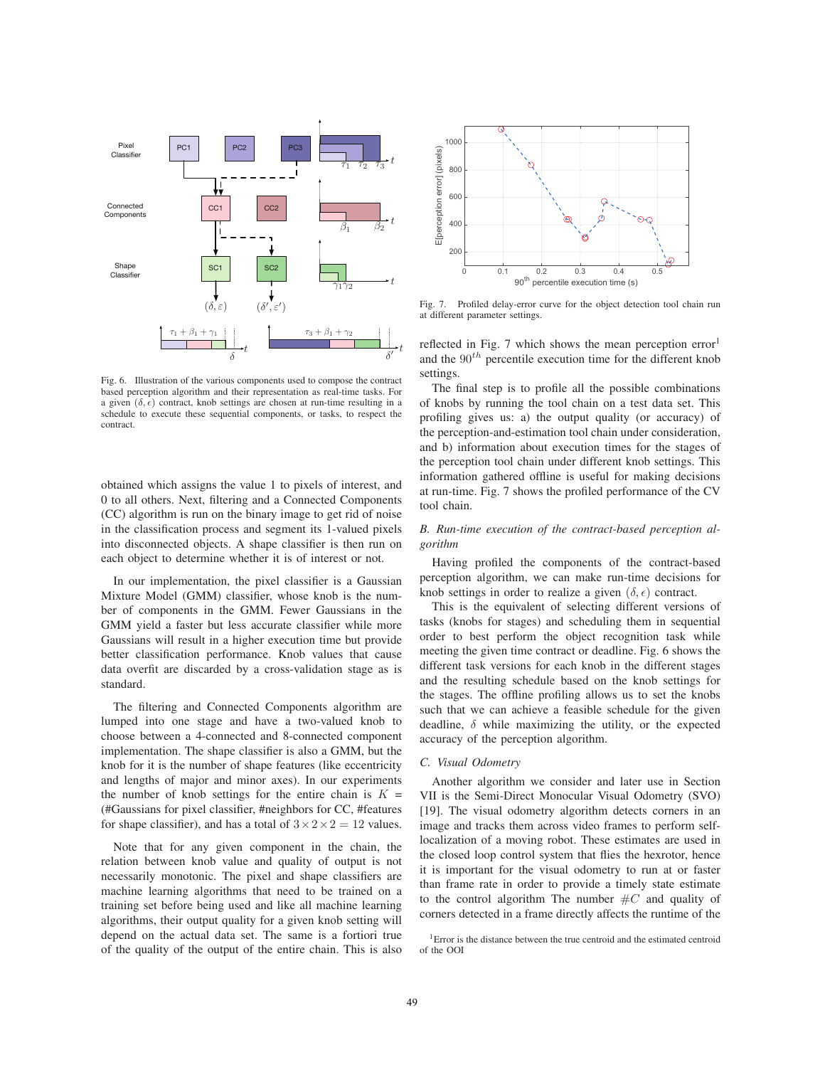Fig. 6. Illustration of the various components used to compose the contract based perception algorithm and their representation as real-time tasks. For a given $(\delta, \epsilon)$ contract, knob settings are chosen at run-time resulting in a schedule to execute these sequential components, or tasks, to respect the contract.

obtained which assigns the value 1 to pixels of interest, and 0 to all others. Next, filtering and a Connected Components (CC) algorithm is run on the binary image to get rid of noise in the classification process and segment its 1-valued pixels into disconnected objects. A shape classifier is then run on each object to determine whether it is of interest or not.

In our implementation, the pixel classifier is a Gaussian Mixture Model (GMM) classifier, whose knob is the number of components in the GMM. Fewer Gaussians in the GMM yield a faster but less accurate classifier while more Gaussians will result in a higher execution time but provide better classification performance. Knob values that cause data overfit are discarded by a cross-validation stage as is standard.

The filtering and Connected Components algorithm are lumped into one stage and have a two-valued knob to choose between a 4-connected and 8-connected component implementation. The shape classifier is also a GMM, but the knob for it is the number of shape features (like eccentricity and lengths of major and minor axes). In our experiments the number of knob settings for the entire chain is $K$ = (#Gaussians for pixel classifier, #neighbors for CC, #features for shape classifier), and has a total of $3 \times 2 \times 2 = 12$ values.

Note that for any given component in the chain, the relation between knob value and quality of output is not necessarily monotonic. The pixel and shape classifiers are machine learning algorithms that need to be trained on a training set before being used and like all machine learning algorithms, their output quality for a given knob setting will depend on the actual data set. The same is a fortiori true of the quality of the output of the entire chain. This is also reflected in Fig. 7 which shows the mean perception error[1] and the $90^{th}$ percentile execution time for the different knob settings.

Fig. 7. Profiled delay-error curve for the object detection tool chain run at different parameter settings.

The final step is to profile all the possible combinations of knobs by running the tool chain on a test data set. This profiling gives us: a) the output quality (or accuracy) of the perception-and-estimation tool chain under consideration, and b) information about execution times for the stages of the perception tool chain under different knob settings. This information gathered offline is useful for making decisions at run-time. Fig. 7 shows the profiled performance of the CV tool chain.

### *B. Run-time execution of the contract-based perception algorithm*

Having profiled the components of the contract-based perception algorithm, we can make run-time decisions for knob settings in order to realize a given $(\delta, \epsilon)$ contract.

This is the equivalent of selecting different versions of tasks (knobs for stages) and scheduling them in sequential order to best perform the object recognition task while meeting the given time contract or deadline. Fig. 6 shows the different task versions for each knob in the different stages and the resulting schedule based on the knob settings for the stages. The offline profiling allows us to set the knobs such that we can achieve a feasible schedule for the given deadline, $\delta$ while maximizing the utility, or the expected accuracy of the perception algorithm.

### *C. Visual Odometry*

Another algorithm we consider and later use in Section VII is the Semi-Direct Monocular Visual Odometry (SVO) [19]. The visual odometry algorithm detects corners in an image and tracks them across video frames to perform self-localization of a moving robot. These estimates are used in the closed loop control system that flies the hexrotor, hence it is important for the visual odometry to run at or faster than frame rate in order to provide a timely state estimate to the control algorithm The number $\#C$ and quality of corners detected in a frame directly affects the runtime of the

[1]Error is the distance between the true centroid and the estimated centroid of the OOI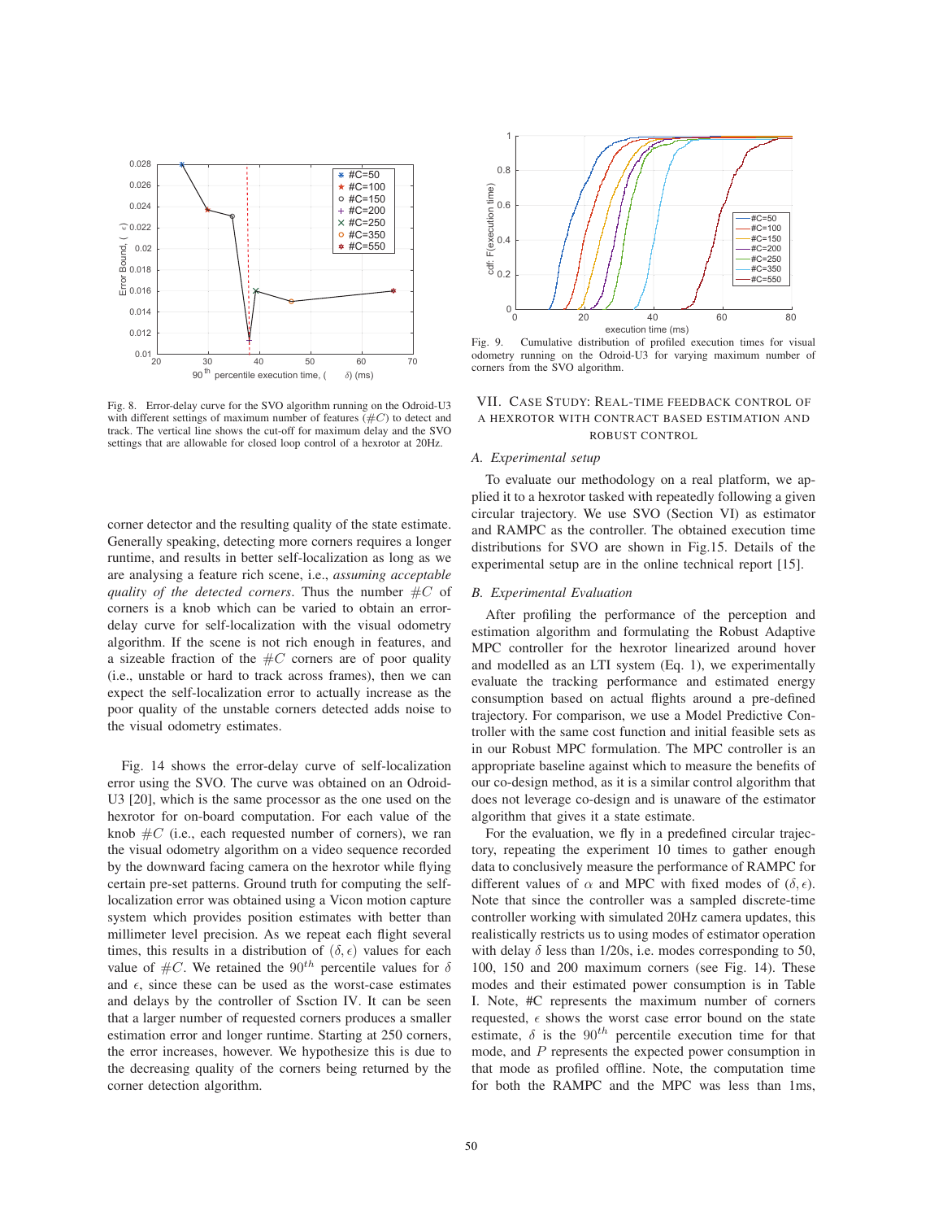Fig. 8. Error-delay curve for the SVO algorithm running on the Odroid-U3 with different settings of maximum number of features ($\#C$) to detect and track. The vertical line shows the cut-off for maximum delay and the SVO settings that are allowable for closed loop control of a hexrotor at 20Hz.

Fig. 9. Cumulative distribution of profiled execution times for visual odometry running on the Odroid-U3 for varying maximum number of corners from the SVO algorithm.

corner detector and the resulting quality of the state estimate. Generally speaking, detecting more corners requires a longer runtime, and results in better self-localization as long as we are analysing a feature rich scene, i.e., *assuming acceptable quality of the detected corners*. Thus the number $\#C$ of corners is a knob which can be varied to obtain an error-delay curve for self-localization with the visual odometry algorithm. If the scene is not rich enough in features, and a sizeable fraction of the $\#C$ corners are of poor quality (i.e., unstable or hard to track across frames), then we can expect the self-localization error to actually increase as the poor quality of the unstable corners detected adds noise to the visual odometry estimates.

Fig. 14 shows the error-delay curve of self-localization error using the SVO. The curve was obtained on an Odroid-U3 [20], which is the same processor as the one used on the hexrotor for on-board computation. For each value of the knob $\#C$ (i.e., each requested number of corners), we ran the visual odometry algorithm on a video sequence recorded by the downward facing camera on the hexrotor while flying certain pre-set patterns. Ground truth for computing the self-localization error was obtained using a Vicon motion capture system which provides position estimates with better than millimeter level precision. As we repeat each flight several times, this results in a distribution of $(\delta, \epsilon)$ values for each value of $\#C$. We retained the $90^{th}$ percentile values for $\delta$ and $\epsilon$, since these can be used as the worst-case estimates and delays by the controller of Ssction IV. It can be seen that a larger number of requested corners produces a smaller estimation error and longer runtime. Starting at 250 corners, the error increases, however. We hypothesize this is due to the decreasing quality of the corners being returned by the corner detection algorithm.

## VII. Case Study: Real-time Feedback Control of a Hexrotor with Contract Based Estimation and Robust Control

### A. Experimental setup

To evaluate our methodology on a real platform, we applied it to a hexrotor tasked with repeatedly following a given circular trajectory. We use SVO (Section VI) as estimator and RAMPC as the controller. The obtained execution time distributions for SVO are shown in Fig.15. Details of the experimental setup are in the online technical report [15].

### B. Experimental Evaluation

After profiling the performance of the perception and estimation algorithm and formulating the Robust Adaptive MPC controller for the hexrotor linearized around hover and modelled as an LTI system (Eq. 1), we experimentally evaluate the tracking performance and estimated energy consumption based on actual flights around a pre-defined trajectory. For comparison, we use a Model Predictive Controller with the same cost function and initial feasible sets as in our Robust MPC formulation. The MPC controller is an appropriate baseline against which to measure the benefits of our co-design method, as it is a similar control algorithm that does not leverage co-design and is unaware of the estimator algorithm that gives it a state estimate.

For the evaluation, we fly in a predefined circular trajectory, repeating the experiment 10 times to gather enough data to conclusively measure the performance of RAMPC for different values of $\alpha$ and MPC with fixed modes of $(\delta, \epsilon)$. Note that since the controller was a sampled discrete-time controller working with simulated 20Hz camera updates, this realistically restricts us to using modes of estimator operation with delay $\delta$ less than 1/20s, i.e. modes corresponding to 50, 100, 150 and 200 maximum corners (see Fig. 14). These modes and their estimated power consumption is in Table I. Note, #C represents the maximum number of corners requested, $\epsilon$ shows the worst case error bound on the state estimate, $\delta$ is the $90^{th}$ percentile execution time for that mode, and $P$ represents the expected power consumption in that mode as profiled offline. Note, the computation time for both the RAMPC and the MPC was less than 1ms,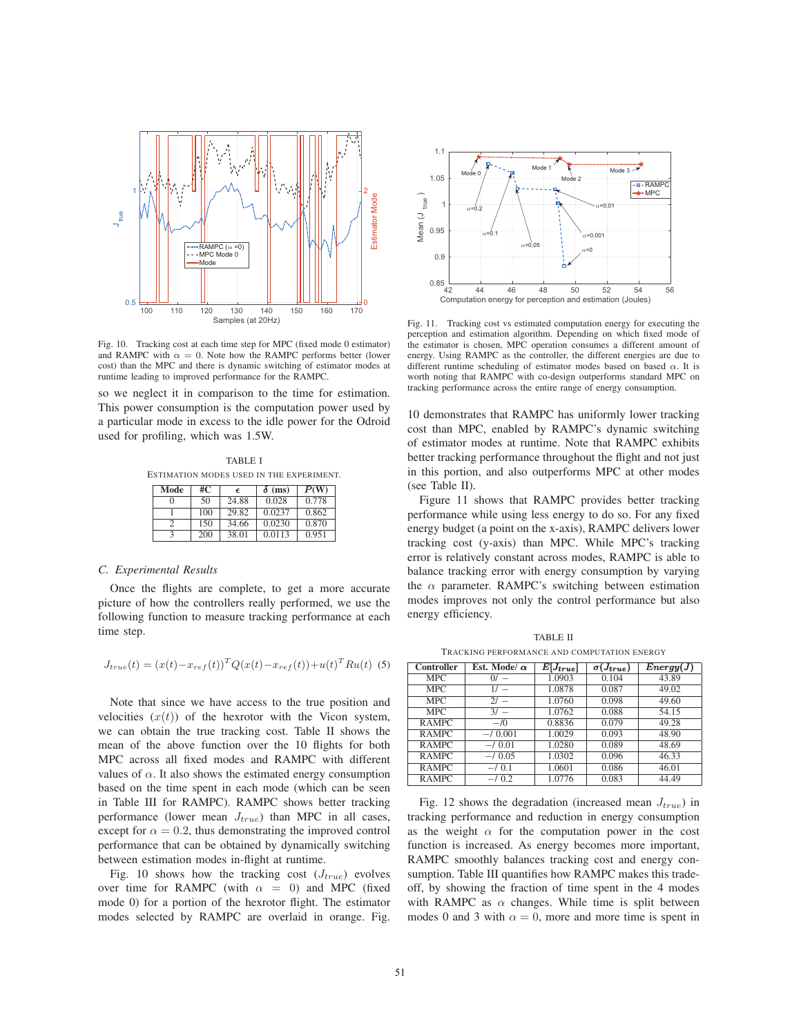Fig. 10. Tracking cost at each time step for MPC (fixed mode 0 estimator) and RAMPC with $\alpha = 0$. Note how the RAMPC performs better (lower cost) than the MPC and there is dynamic switching of estimator modes at runtime leading to improved performance for the RAMPC.

so we neglect it in comparison to the time for estimation. This power consumption is the computation power used by a particular mode in excess to the idle power for the Odroid used for profiling, which was 1.5W.

TABLE I
ESTIMATION MODES USED IN THE EXPERIMENT.

| Mode | #C | $\epsilon$ | $\delta$ (ms) | $P$(W) |
|---|---|---|---|---|
| 0 | 50 | 24.88 | 0.028 | 0.778 |
| 1 | 100 | 29.82 | 0.0237 | 0.862 |
| 2 | 150 | 34.66 | 0.0230 | 0.870 |
| 3 | 200 | 38.01 | 0.0113 | 0.951 |

### C. Experimental Results

Once the flights are complete, to get a more accurate picture of how the controllers really performed, we use the following function to measure tracking performance at each time step.

$$J_{true}(t) = (x(t) - x_{ref}(t))^T Q(x(t) - x_{ref}(t)) + u(t)^T Ru(t) \quad (5)$$

Note that since we have access to the true position and velocities ($x(t)$) of the hexrotor with the Vicon system, we can obtain the true tracking cost. Table II shows the mean of the above function over the 10 flights for both MPC across all fixed modes and RAMPC with different values of $\alpha$. It also shows the estimated energy consumption based on the time spent in each mode (which can be seen in Table III for RAMPC). RAMPC shows better tracking performance (lower mean $J_{true}$) than MPC in all cases, except for $\alpha = 0.2$, thus demonstrating the improved control performance that can be obtained by dynamically switching between estimation modes in-flight at runtime.

Fig. 10 shows how the tracking cost ($J_{true}$) evolves over time for RAMPC (with $\alpha = 0$) and MPC (fixed mode 0) for a portion of the hexrotor flight. The estimator modes selected by RAMPC are overlaid in orange. Fig. 10 demonstrates that RAMPC has uniformly lower tracking cost than MPC, enabled by RAMPC's dynamic switching of estimator modes at runtime. Note that RAMPC exhibits better tracking performance throughout the flight and not just in this portion, and also outperforms MPC at other modes (see Table II).

Fig. 11. Tracking cost vs estimated computation energy for executing the perception and estimation algorithm. Depending on which fixed mode of the estimator is chosen, MPC operation consumes a different amount of energy. Using RAMPC as the controller, the different energies are due to different runtime scheduling of estimator modes based on based $\alpha$. It is worth noting that RAMPC with co-design outperforms standard MPC on tracking performance across the entire range of energy consumption.

Figure 11 shows that RAMPC provides better tracking performance while using less energy to do so. For any fixed energy budget (a point on the x-axis), RAMPC delivers lower tracking cost (y-axis) than MPC. While MPC's tracking error is relatively constant across modes, RAMPC is able to balance tracking error with energy consumption by varying the $\alpha$ parameter. RAMPC's switching between estimation modes improves not only the control performance but also energy efficiency.

TABLE II
TRACKING PERFORMANCE AND COMPUTATION ENERGY

| Controller | Est. Mode/ $\alpha$ | $E[J_{true}]$ | $\sigma(J_{true})$ | $Energy(J)$ |
|---|---|---|---|---|
| MPC | 0/ − | 1.0903 | 0.104 | 43.89 |
| MPC | 1/ − | 1.0878 | 0.087 | 49.02 |
| MPC | 2/ − | 1.0760 | 0.098 | 49.60 |
| MPC | 3/ − | 1.0762 | 0.088 | 54.15 |
| RAMPC | −/0 | 0.8836 | 0.079 | 49.28 |
| RAMPC | −/ 0.001 | 1.0029 | 0.093 | 48.90 |
| RAMPC | −/ 0.01 | 1.0280 | 0.089 | 48.69 |
| RAMPC | −/ 0.05 | 1.0302 | 0.096 | 46.33 |
| RAMPC | −/ 0.1 | 1.0601 | 0.086 | 46.01 |
| RAMPC | −/ 0.2 | 1.0776 | 0.083 | 44.49 |

Fig. 12 shows the degradation (increased mean $J_{true}$) in tracking performance and reduction in energy consumption as the weight $\alpha$ for the computation power in the cost function is increased. As energy becomes more important, RAMPC smoothly balances tracking cost and energy consumption. Table III quantifies how RAMPC makes this trade-off, by showing the fraction of time spent in the 4 modes with RAMPC as $\alpha$ changes. While time is split between modes 0 and 3 with $\alpha = 0$, more and more time is spent in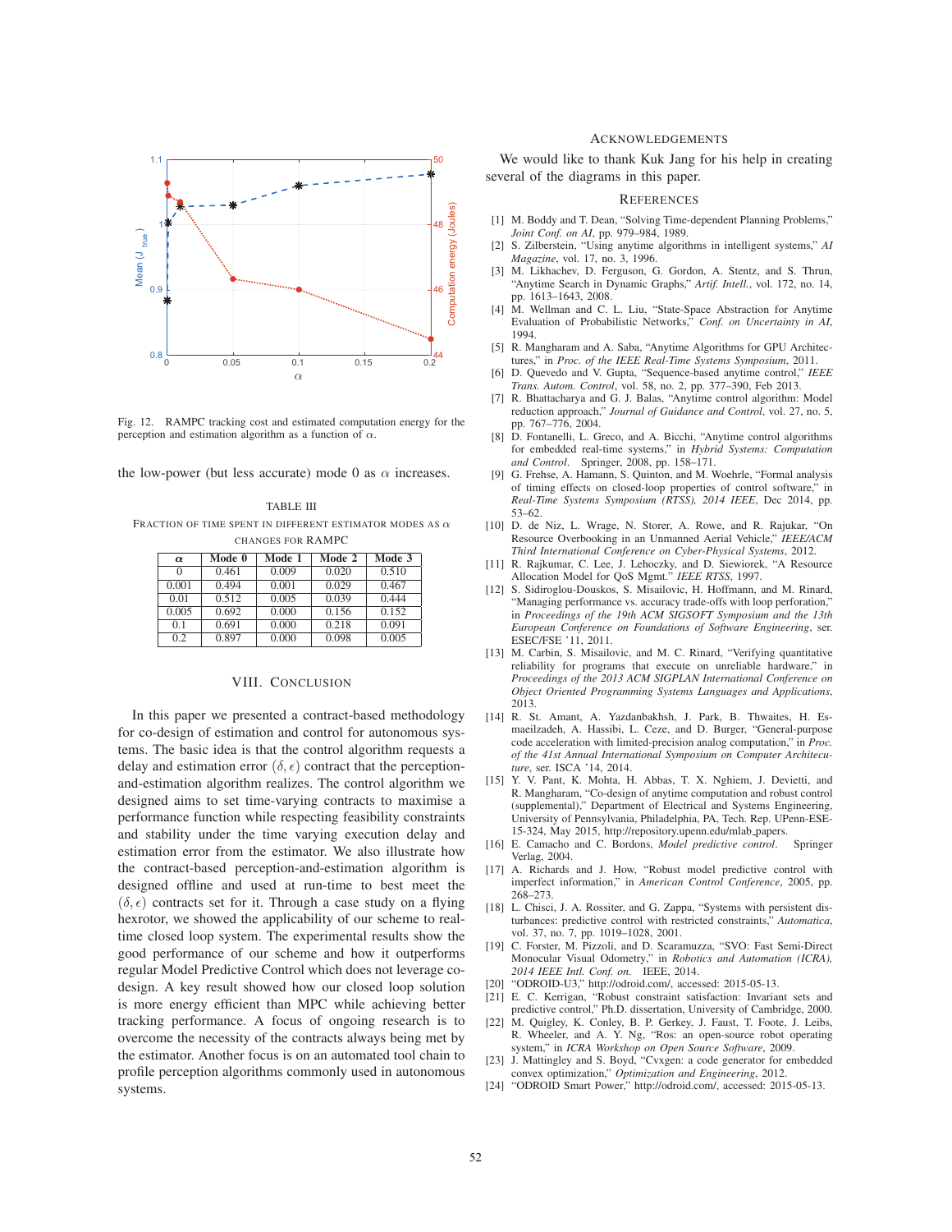1.1

1

0.9

0.8

Mean (J true)

50

48

46

44

Computation energy (Joules)

0 0.05 0.1 0.15 0.2

α

Fig. 12. RAMPC tracking cost and estimated computation energy for the perception and estimation algorithm as a function of $\alpha$.

the low-power (but less accurate) mode 0 as $\alpha$ increases.

TABLE III
FRACTION OF TIME SPENT IN DIFFERENT ESTIMATOR MODES AS $\alpha$ CHANGES FOR RAMPC

| $\alpha$ | Mode 0 | Mode 1 | Mode 2 | Mode 3 |
|---|---|---|---|---|
| 0 | 0.461 | 0.009 | 0.020 | 0.510 |
| 0.001 | 0.494 | 0.001 | 0.029 | 0.467 |
| 0.01 | 0.512 | 0.005 | 0.039 | 0.444 |
| 0.005 | 0.692 | 0.000 | 0.156 | 0.152 |
| 0.1 | 0.691 | 0.000 | 0.218 | 0.091 |
| 0.2 | 0.897 | 0.000 | 0.098 | 0.005 |

## VIII. CONCLUSION

In this paper we presented a contract-based methodology for co-design of estimation and control for autonomous systems. The basic idea is that the control algorithm requests a delay and estimation error $(\delta, \epsilon)$ contract that the perception-and-estimation algorithm realizes. The control algorithm we designed aims to set time-varying contracts to maximise a performance function while respecting feasibility constraints and stability under the time varying execution delay and estimation error from the estimator. We also illustrate how the contract-based perception-and-estimation algorithm is designed offline and used at run-time to best meet the $(\delta, \epsilon)$ contracts set for it. Through a case study on a flying hexrotor, we showed the applicability of our scheme to real-time closed loop system. The experimental results show the good performance of our scheme and how it outperforms regular Model Predictive Control which does not leverage co-design. A key result showed how our closed loop solution is more energy efficient than MPC while achieving better tracking performance. A focus of ongoing research is to overcome the necessity of the contracts always being met by the estimator. Another focus is on an automated tool chain to profile perception algorithms commonly used in autonomous systems.

## ACKNOWLEDGEMENTS

We would like to thank Kuk Jang for his help in creating several of the diagrams in this paper.

## REFERENCES

[1] M. Boddy and T. Dean, "Solving Time-dependent Planning Problems," *Joint Conf. on AI*, pp. 979–984, 1989.

[2] S. Zilberstein, "Using anytime algorithms in intelligent systems," *AI Magazine*, vol. 17, no. 3, 1996.

[3] M. Likhachev, D. Ferguson, G. Gordon, A. Stentz, and S. Thrun, "Anytime Search in Dynamic Graphs," *Artif. Intell.*, vol. 172, no. 14, pp. 1613–1643, 2008.

[4] M. Wellman and C. L. Liu, "State-Space Abstraction for Anytime Evaluation of Probabilistic Networks," *Conf. on Uncertainty in AI*, 1994.

[5] R. Mangharam and A. Saba, "Anytime Algorithms for GPU Architectures," in *Proc. of the IEEE Real-Time Systems Symposium*, 2011.

[6] D. Quevedo and V. Gupta, "Sequence-based anytime control," *IEEE Trans. Autom. Control*, vol. 58, no. 2, pp. 377–390, Feb 2013.

[7] R. Bhattacharya and G. J. Balas, "Anytime control algorithm: Model reduction approach," *Journal of Guidance and Control*, vol. 27, no. 5, pp. 767–776, 2004.

[8] D. Fontanelli, L. Greco, and A. Bicchi, "Anytime control algorithms for embedded real-time systems," in *Hybrid Systems: Computation and Control*. Springer, 2008, pp. 158–171.

[9] G. Frehse, A. Hamann, S. Quinton, and M. Woehrle, "Formal analysis of timing effects on closed-loop properties of control software," in *Real-Time Systems Symposium (RTSS), 2014 IEEE*, Dec 2014, pp. 53–62.

[10] D. de Niz, L. Wrage, N. Storer, A. Rowe, and R. Rajkumar, "On Resource Overbooking in an Unmanned Aerial Vehicle," *IEEE/ACM Third International Conference on Cyber-Physical Systems*, 2012.

[11] R. Rajkumar, C. Lee, J. Lehoczky, and D. Siewiorek, "A Resource Allocation Model for QoS Mgmt." *IEEE RTSS*, 1997.

[12] S. Sidiroglou-Douskos, S. Misailovic, H. Hoffmann, and M. Rinard, "Managing performance vs. accuracy trade-offs with loop perforation," in *Proceedings of the 19th ACM SIGSOFT Symposium and the 13th European Conference on Foundations of Software Engineering*, ser. ESEC/FSE '11, 2011.

[13] M. Carbin, S. Misailovic, and M. C. Rinard, "Verifying quantitative reliability for programs that execute on unreliable hardware," in *Proceedings of the 2013 ACM SIGPLAN International Conference on Object Oriented Programming Systems Languages and Applications*, 2013.

[14] R. St. Amant, A. Yazdanbakhsh, J. Park, B. Thwaites, H. Esmaeilzadeh, A. Hassibi, L. Ceze, and D. Burger, "General-purpose code acceleration with limited-precision analog computation," in *Proc. of the 41st Annual International Symposium on Computer Architecture*, ser. ISCA '14, 2014.

[15] Y. V. Pant, K. Mohta, H. Abbas, T. X. Nghiem, J. Devietti, and R. Mangharam, "Co-design of anytime computation and robust control (supplemental)," Department of Electrical and Systems Engineering, University of Pennsylvania, Philadelphia, PA, Tech. Rep. UPenn-ESE-15-324, May 2015, http://repository.upenn.edu/mlab_papers.

[16] E. Camacho and C. Bordons, *Model predictive control*. Springer Verlag, 2004.

[17] A. Richards and J. How, "Robust model predictive control with imperfect information," in *American Control Conference*, 2005, pp. 268–273.

[18] L. Chisci, J. A. Rossiter, and G. Zappa, "Systems with persistent disturbances: predictive control with restricted constraints," *Automatica*, vol. 37, no. 7, pp. 1019–1028, 2001.

[19] C. Forster, M. Pizzoli, and D. Scaramuzza, "SVO: Fast Semi-Direct Monocular Visual Odometry," in *Robotics and Automation (ICRA), 2014 IEEE Intl. Conf. on*. IEEE, 2014.

[20] "ODROID-U3," http://odroid.com/, accessed: 2015-05-13.

[21] E. C. Kerrigan, "Robust constraint satisfaction: Invariant sets and predictive control," Ph.D. dissertation, University of Cambridge, 2000.

[22] M. Quigley, K. Conley, B. P. Gerkey, J. Faust, T. Foote, J. Leibs, R. Wheeler, and A. Y. Ng, "Ros: an open-source robot operating system," in *ICRA Workshop on Open Source Software*, 2009.

[23] J. Mattingley and S. Boyd, "Cvxgen: a code generator for embedded convex optimization," *Optimization and Engineering*, 2012.

[24] "ODROID Smart Power," http://odroid.com/, accessed: 2015-05-13.